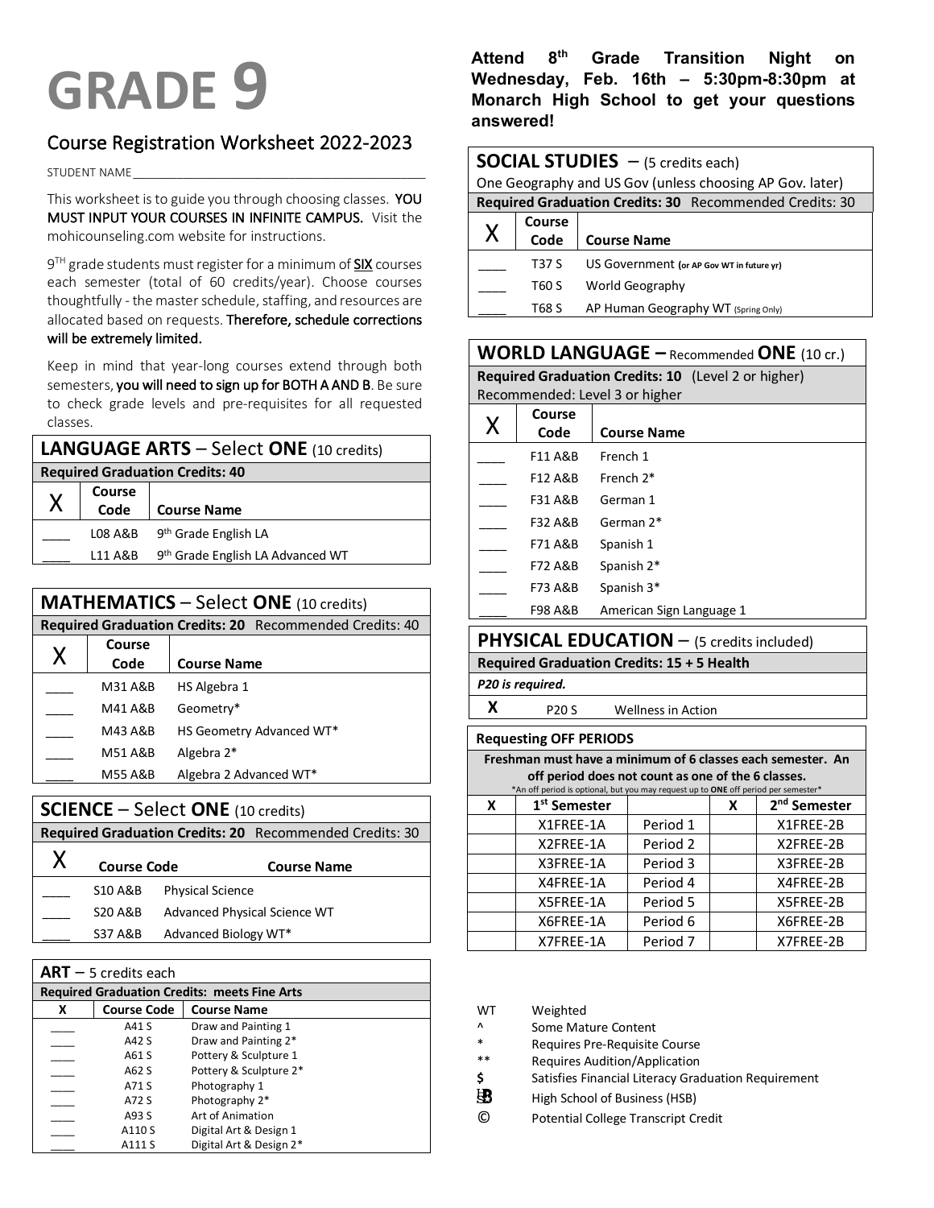# GRADE 9

## Course Registration Worksheet 2022-2023

STUDENT NAME___________________________________________

This worksheet is to guide you through choosing classes. **YOU MUST INPUT YOUR COURSES IN INFINITE CAMPUS.** Visit the mohicounseling.com website for instructions.

9TH grade students must register for a minimum of **SIX** courses each semester (total of 60 credits/year). Choose courses thoughtfully - the master schedule, staffing, and resources are allocated based on requests. **Therefore, schedule corrections will be extremely limited.**

Keep in mind that year-long courses extend through both semesters, **you will need to sign up for BOTH A AND B**. Be sure to check grade levels and pre-requisites for all requested classes.

### LANGUAGE ARTS – Select ONE (10 credits)

**Required Graduation Credits: 40**

| X | Course Code | Course Name |
|---|---|---|
| ____ | L08 A&B | 9th Grade English LA |
| ____ | L11 A&B | 9th Grade English LA Advanced WT |

### MATHEMATICS – Select ONE (10 credits)

**Required Graduation Credits: 20** Recommended Credits: 40

| X | Course Code | Course Name |
|---|---|---|
| ____ | M31 A&B | HS Algebra 1 |
| ____ | M41 A&B | Geometry* |
| ____ | M43 A&B | HS Geometry Advanced WT* |
| ____ | M51 A&B | Algebra 2* |
| ____ | M55 A&B | Algebra 2 Advanced WT* |

### SCIENCE – Select ONE (10 credits)

**Required Graduation Credits: 20** Recommended Credits: 30

| X | Course Code | Course Name |
|---|---|---|
| ____ | S10 A&B | Physical Science |
| ____ | S20 A&B | Advanced Physical Science WT |
| ____ | S37 A&B | Advanced Biology WT* |

### ART – 5 credits each

**Required Graduation Credits: meets Fine Arts**

| X | Course Code | Course Name |
|---|---|---|
| ____ | A41 S | Draw and Painting 1 |
| ____ | A42 S | Draw and Painting 2* |
| ____ | A61 S | Pottery & Sculpture 1 |
| ____ | A62 S | Pottery & Sculpture 2* |
| ____ | A71 S | Photography 1 |
| ____ | A72 S | Photography 2* |
| ____ | A93 S | Art of Animation |
| ____ | A110 S | Digital Art & Design 1 |
| ____ | A111 S | Digital Art & Design 2* |

**Attend 8th Grade Transition Night on Wednesday, Feb. 16th – 5:30pm-8:30pm at Monarch High School to get your questions answered!**

### SOCIAL STUDIES – (5 credits each)

One Geography and US Gov (unless choosing AP Gov. later)

**Required Graduation Credits: 30** Recommended Credits: 30

| X | Course Code | Course Name |
|---|---|---|
| ____ | T37 S | US Government (or AP Gov WT in future yr) |
| ____ | T60 S | World Geography |
| ____ | T68 S | AP Human Geography WT (Spring Only) |

### WORLD LANGUAGE – Recommended ONE (10 cr.)

**Required Graduation Credits: 10** (Level 2 or higher)
Recommended: Level 3 or higher

| X | Course Code | Course Name |
|---|---|---|
| ____ | F11 A&B | French 1 |
| ____ | F12 A&B | French 2* |
| ____ | F31 A&B | German 1 |
| ____ | F32 A&B | German 2* |
| ____ | F71 A&B | Spanish 1 |
| ____ | F72 A&B | Spanish 2* |
| ____ | F73 A&B | Spanish 3* |
| ____ | F98 A&B | American Sign Language 1 |

### PHYSICAL EDUCATION – (5 credits included)

**Required Graduation Credits: 15 + 5 Health**

***P20 is required.***

| X | Course Code | Course Name |
|---|---|---|
| **X** | P20 S | Wellness in Action |

### Requesting OFF PERIODS

**Freshman must have a minimum of 6 classes each semester. An off period does not count as one of the 6 classes.**
*An off period is optional, but you may request up to **ONE** off period per semester*

| X | 1st Semester | | X | 2nd Semester |
|---|---|---|---|---|
| | X1FREE-1A | Period 1 | | X1FREE-2B |
| | X2FREE-1A | Period 2 | | X2FREE-2B |
| | X3FREE-1A | Period 3 | | X3FREE-2B |
| | X4FREE-1A | Period 4 | | X4FREE-2B |
| | X5FREE-1A | Period 5 | | X5FREE-2B |
| | X6FREE-1A | Period 6 | | X6FREE-2B |
| | X7FREE-1A | Period 7 | | X7FREE-2B |

| | |
|---|---|
| WT | Weighted |
| ^ | Some Mature Content |
| * | Requires Pre-Requisite Course |
| ** | Requires Audition/Application |
| $ | Satisfies Financial Literacy Graduation Requirement |
| HSB | High School of Business (HSB) |
| © | Potential College Transcript Credit |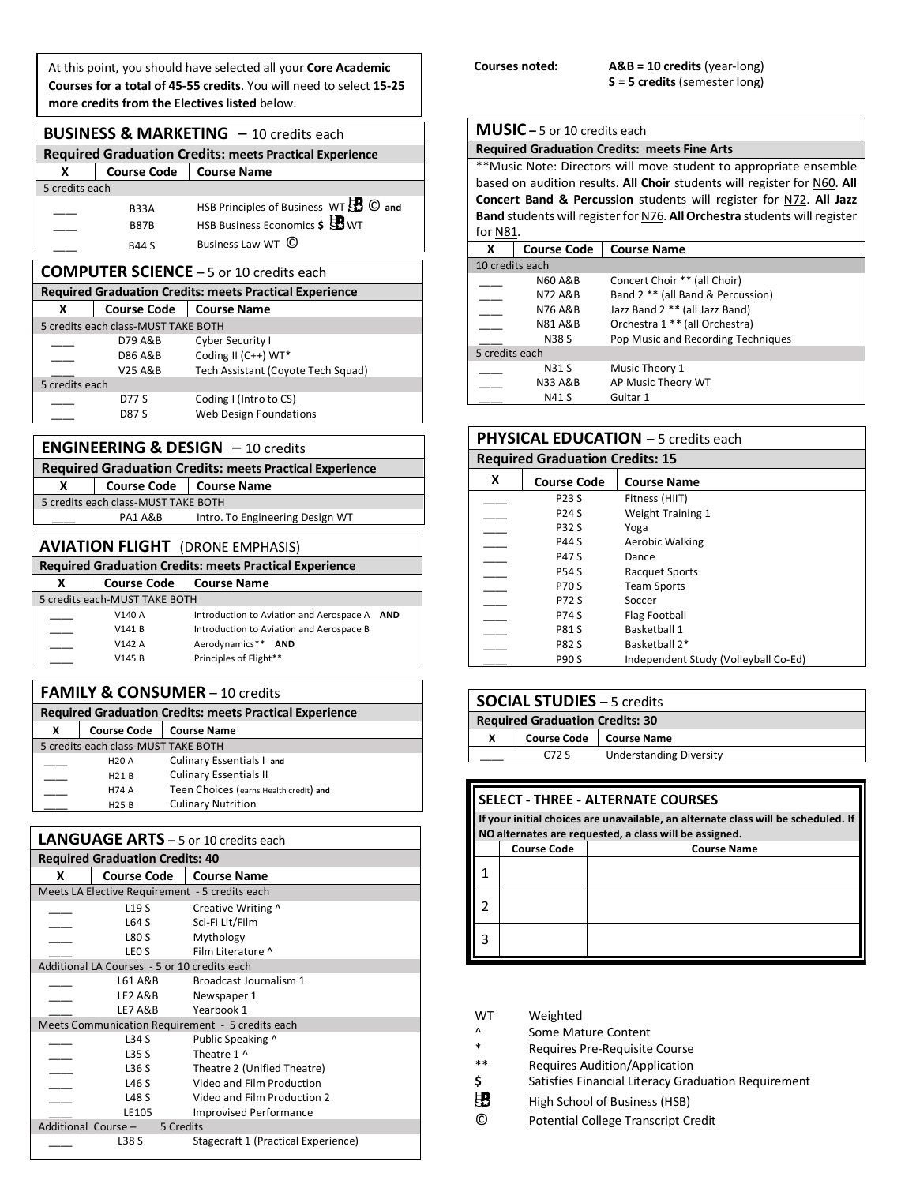At this point, you should have selected all your **Core Academic Courses for a total of 45-55 credits**. You will need to select **15-25 more credits from the Electives listed** below.

## BUSINESS & MARKETING – 10 credits each

**Required Graduation Credits: meets Practical Experience**

| X | Course Code | Course Name |
|---|---|---|
| 5 credits each | | |
| ____ | B33A | HSB Principles of Business WT HSB © and |
| ____ | B87B | HSB Business Economics $ HSB WT |
| ____ | B44 S | Business Law WT © |

## COMPUTER SCIENCE – 5 or 10 credits each

**Required Graduation Credits: meets Practical Experience**

| X | Course Code | Course Name |
|---|---|---|
| 5 credits each class-MUST TAKE BOTH | | |
| ____ | D79 A&B | Cyber Security I |
| ____ | D86 A&B | Coding II (C++) WT* |
| ____ | V25 A&B | Tech Assistant (Coyote Tech Squad) |
| 5 credits each | | |
| ____ | D77 S | Coding I (Intro to CS) |
| ____ | D87 S | Web Design Foundations |

## ENGINEERING & DESIGN – 10 credits

**Required Graduation Credits: meets Practical Experience**

| X | Course Code | Course Name |
|---|---|---|
| 5 credits each class-MUST TAKE BOTH | | |
| ____ | PA1 A&B | Intro. To Engineering Design WT |

## AVIATION FLIGHT (DRONE EMPHASIS)

**Required Graduation Credits: meets Practical Experience**

| X | Course Code | Course Name |
|---|---|---|
| 5 credits each-MUST TAKE BOTH | | |
| ____ | V140 A | Introduction to Aviation and Aerospace A **AND** |
| ____ | V141 B | Introduction to Aviation and Aerospace B |
| ____ | V142 A | Aerodynamics** **AND** |
| ____ | V145 B | Principles of Flight** |

## FAMILY & CONSUMER – 10 credits

**Required Graduation Credits: meets Practical Experience**

| X | Course Code | Course Name |
|---|---|---|
| 5 credits each class-MUST TAKE BOTH | | |
| ____ | H20 A | Culinary Essentials I **and** |
| ____ | H21 B | Culinary Essentials II |
| ____ | H74 A | Teen Choices (earns Health credit) **and** |
| ____ | H25 B | Culinary Nutrition |

## LANGUAGE ARTS – 5 or 10 credits each

**Required Graduation Credits: 40**

| X | Course Code | Course Name |
|---|---|---|
| Meets LA Elective Requirement - 5 credits each | | |
| ____ | L19 S | Creative Writing ^ |
| ____ | L64 S | Sci-Fi Lit/Film |
| ____ | L80 S | Mythology |
| ____ | LE0 S | Film Literature ^ |
| Additional LA Courses - 5 or 10 credits each | | |
| ____ | L61 A&B | Broadcast Journalism 1 |
| ____ | LE2 A&B | Newspaper 1 |
| ____ | LE7 A&B | Yearbook 1 |
| Meets Communication Requirement - 5 credits each | | |
| ____ | L34 S | Public Speaking ^ |
| ____ | L35 S | Theatre 1 ^ |
| ____ | L36 S | Theatre 2 (Unified Theatre) |
| ____ | L46 S | Video and Film Production |
| ____ | L48 S | Video and Film Production 2 |
| ____ | LE105 | Improvised Performance |
| Additional Course – 5 Credits | | |
| ____ | L38 S | Stagecraft 1 (Practical Experience) |

**Courses noted:**
**A&B = 10 credits** (year-long)
**S = 5 credits** (semester long)

## MUSIC – 5 or 10 credits each

**Required Graduation Credits: meets Fine Arts**

**Music Note: Directors will move student to appropriate ensemble based on audition results. **All Choir** students will register for N60. **All Concert Band & Percussion** students will register for N72. **All Jazz Band** students will register for N76. **All Orchestra** students will register for N81.

| X | Course Code | Course Name |
|---|---|---|
| 10 credits each | | |
| ____ | N60 A&B | Concert Choir ** (all Choir) |
| ____ | N72 A&B | Band 2 ** (all Band & Percussion) |
| ____ | N76 A&B | Jazz Band 2 ** (all Jazz Band) |
| ____ | N81 A&B | Orchestra 1 ** (all Orchestra) |
| ____ | N38 S | Pop Music and Recording Techniques |
| 5 credits each | | |
| ____ | N31 S | Music Theory 1 |
| ____ | N33 A&B | AP Music Theory WT |
| ____ | N41 S | Guitar 1 |

## PHYSICAL EDUCATION – 5 credits each

**Required Graduation Credits: 15**

| X | Course Code | Course Name |
|---|---|---|
| ____ | P23 S | Fitness (HIIT) |
| ____ | P24 S | Weight Training 1 |
| ____ | P32 S | Yoga |
| ____ | P44 S | Aerobic Walking |
| ____ | P47 S | Dance |
| ____ | P54 S | Racquet Sports |
| ____ | P70 S | Team Sports |
| ____ | P72 S | Soccer |
| ____ | P74 S | Flag Football |
| ____ | P81 S | Basketball 1 |
| ____ | P82 S | Basketball 2* |
| ____ | P90 S | Independent Study (Volleyball Co-Ed) |

## SOCIAL STUDIES – 5 credits

**Required Graduation Credits: 30**

| X | Course Code | Course Name |
|---|---|---|
| ____ | C72 S | Understanding Diversity |

## SELECT - THREE - ALTERNATE COURSES

**If your initial choices are unavailable, an alternate class will be scheduled. If NO alternates are requested, a class will be assigned.**

| | Course Code | Course Name |
|---|---|---|
| 1 | | |
| 2 | | |
| 3 | | |

| | |
|---|---|
| WT | Weighted |
| ^ | Some Mature Content |
| * | Requires Pre-Requisite Course |
| ** | Requires Audition/Application |
| $ | Satisfies Financial Literacy Graduation Requirement |
| HSB | High School of Business (HSB) |
| © | Potential College Transcript Credit |